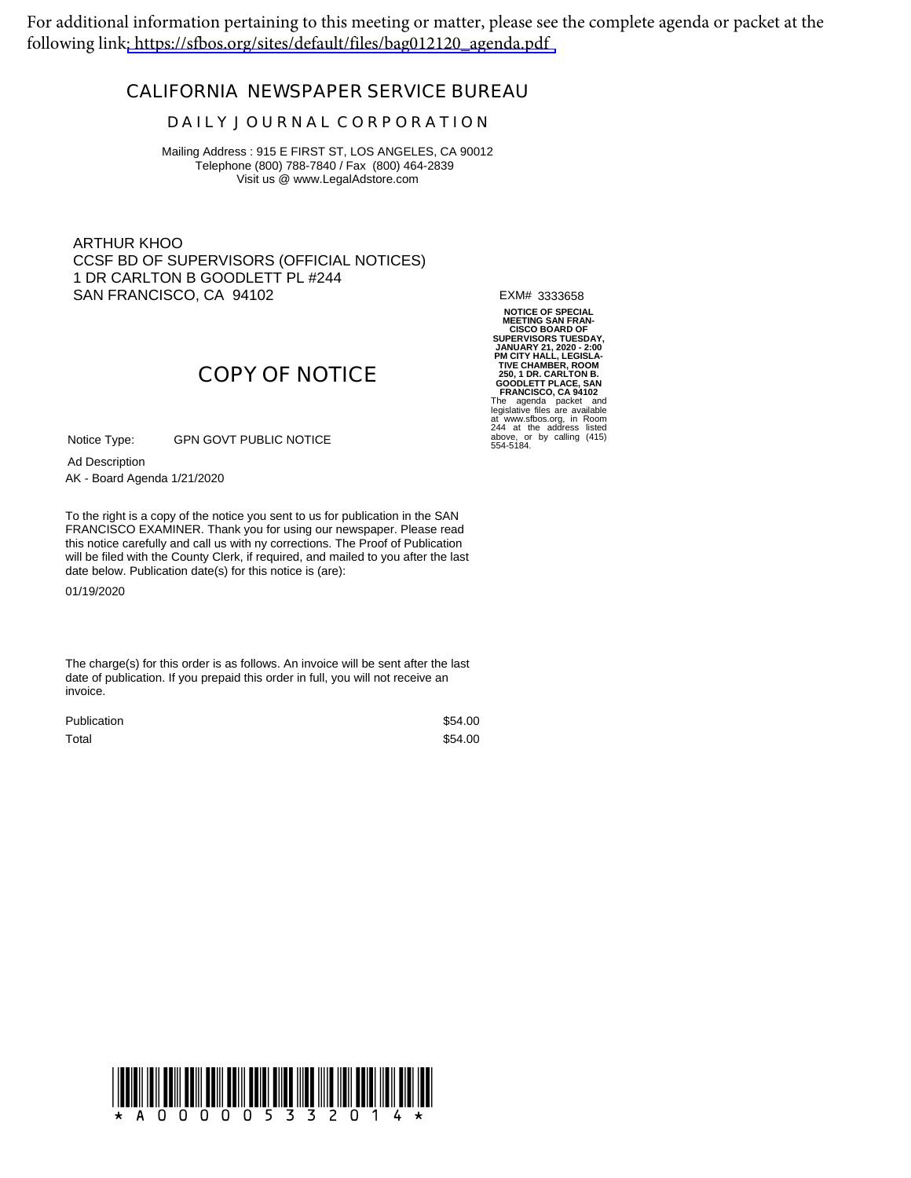For additional information pertaining to this meeting or matter, please see the complete agenda or packet at the following link: https://sfbos.org/sites/default/files/bag012120_agenda.pdf

# CALIFORNIA NEWSPAPER SERVICE BUREAU

## DAILY JOURNAL CORPORATION

Mailing Address : 915 E FIRST ST, LOS ANGELES, CA 90012
Telephone (800) 788-7840 / Fax (800) 464-2839
Visit us @ www.LegalAdstore.com

ARTHUR KHOO
CCSF BD OF SUPERVISORS (OFFICIAL NOTICES)
1 DR CARLTON B GOODLETT PL #244
SAN FRANCISCO, CA 94102

## COPY OF NOTICE

Notice Type: GPN GOVT PUBLIC NOTICE

Ad Description
AK - Board Agenda 1/21/2020

To the right is a copy of the notice you sent to us for publication in the SAN FRANCISCO EXAMINER. Thank you for using our newspaper. Please read this notice carefully and call us with ny corrections. The Proof of Publication will be filed with the County Clerk, if required, and mailed to you after the last date below. Publication date(s) for this notice is (are):

01/19/2020

The charge(s) for this order is as follows. An invoice will be sent after the last date of publication. If you prepaid this order in full, you will not receive an invoice.

| | |
|---|---|
| Publication | $54.00 |
| Total | $54.00 |

EXM# 3333658

**NOTICE OF SPECIAL MEETING SAN FRANCISCO BOARD OF SUPERVISORS TUESDAY, JANUARY 21, 2020 - 2:00 PM CITY HALL, LEGISLATIVE CHAMBER, ROOM 250, 1 DR. CARLTON B. GOODLETT PLACE, SAN FRANCISCO, CA 94102**
The agenda packet and legislative files are available at www.sfbos.org, in Room 244 at the address listed above, or by calling (415) 554-5184.

* A 0 0 0 0 0 5 3 3 2 0 1 4 *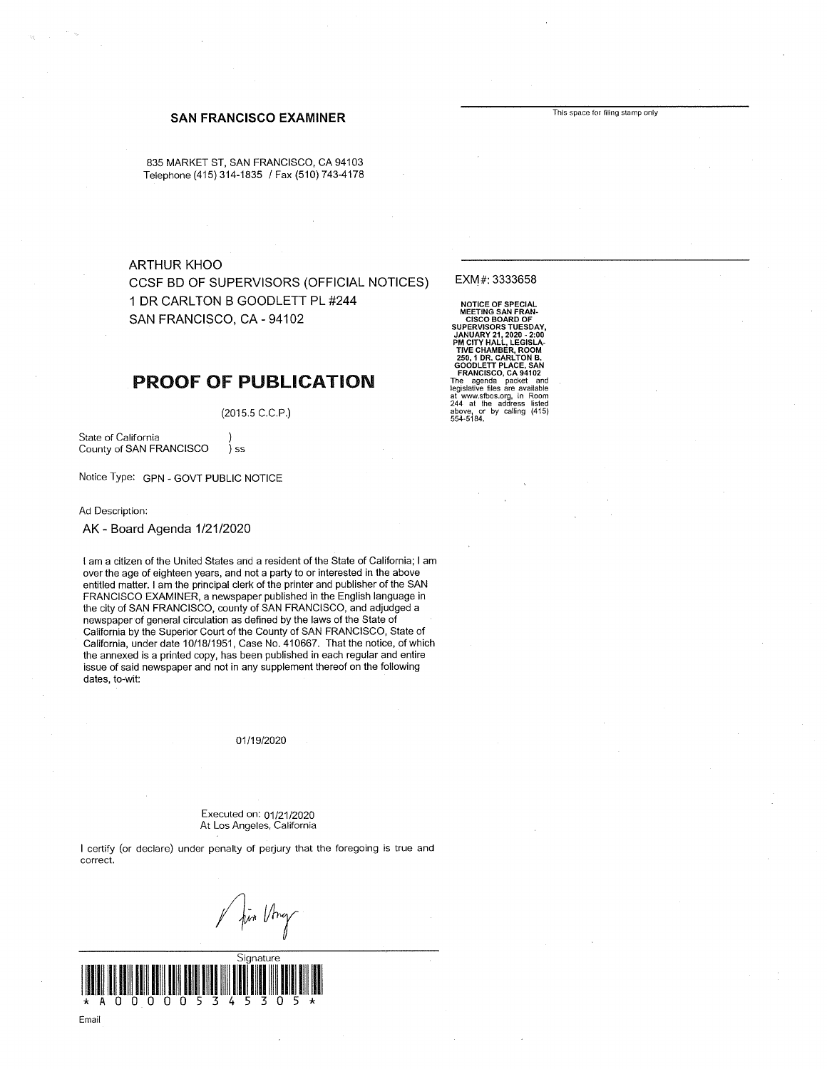**SAN FRANCISCO EXAMINER**

835 MARKET ST, SAN FRANCISCO, CA 94103
Telephone (415) 314-1835 / Fax (510) 743-4178

This space for filing stamp only

ARTHUR KHOO
CCSF BD OF SUPERVISORS (OFFICIAL NOTICES)
1 DR CARLTON B GOODLETT PL #244
SAN FRANCISCO, CA - 94102

EXM#: 3333658

**NOTICE OF SPECIAL MEETING SAN FRANCISCO BOARD OF SUPERVISORS TUESDAY, JANUARY 21, 2020 - 2:00 PM CITY HALL, LEGISLATIVE CHAMBER, ROOM 250, 1 DR. CARLTON B. GOODLETT PLACE, SAN FRANCISCO, CA 94102**
The agenda packet and legislative files are available at www.sfbos.org, in Room 244 at the address listed above, or by calling (415) 554-5184.

# PROOF OF PUBLICATION

(2015.5 C.C.P.)

State of California )
County of SAN FRANCISCO ) ss

Notice Type: GPN - GOVT PUBLIC NOTICE

Ad Description:

AK - Board Agenda 1/21/2020

I am a citizen of the United States and a resident of the State of California; I am over the age of eighteen years, and not a party to or interested in the above entitled matter. I am the principal clerk of the printer and publisher of the SAN FRANCISCO EXAMINER, a newspaper published in the English language in the city of SAN FRANCISCO, county of SAN FRANCISCO, and adjudged a newspaper of general circulation as defined by the laws of the State of California by the Superior Court of the County of SAN FRANCISCO, State of California, under date 10/18/1951, Case No. 410667. That the notice, of which the annexed is a printed copy, has been published in each regular and entire issue of said newspaper and not in any supplement thereof on the following dates, to-wit:

01/19/2020

Executed on: 01/21/2020
At Los Angeles, California

I certify (or declare) under penalty of perjury that the foregoing is true and correct.

Signature

\* A 0 0 0 0 0 5 3 4 5 3 0 5 \*

Email